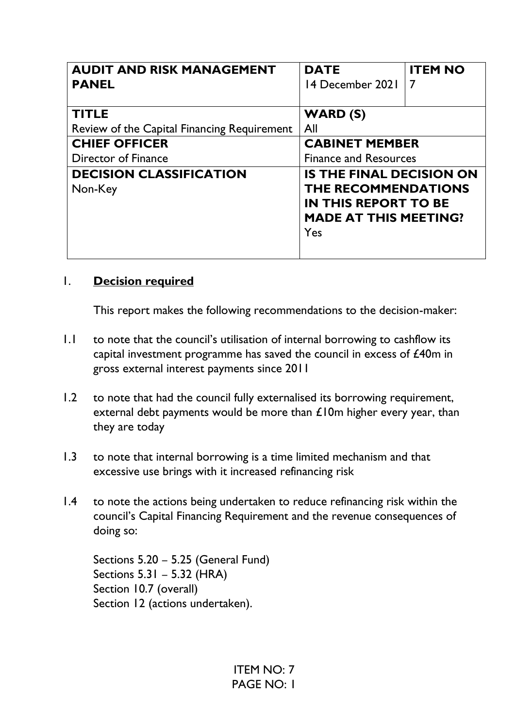| **AUDIT AND RISK MANAGEMENT PANEL** | **DATE**<br>14 December 2021 | **ITEM NO**<br>7 |
|---|---|---|
| **TITLE**<br>Review of the Capital Financing Requirement | **WARD (S)**<br>All | |
| **CHIEF OFFICER**<br>Director of Finance | **CABINET MEMBER**<br>Finance and Resources | |
| **DECISION CLASSIFICATION**<br>Non-Key | **IS THE FINAL DECISION ON THE RECOMMENDATIONS IN THIS REPORT TO BE MADE AT THIS MEETING?**<br>Yes | |

## 1. **Decision required**

This report makes the following recommendations to the decision-maker:

1.1 to note that the council's utilisation of internal borrowing to cashflow its capital investment programme has saved the council in excess of £40m in gross external interest payments since 2011

1.2 to note that had the council fully externalised its borrowing requirement, external debt payments would be more than £10m higher every year, than they are today

1.3 to note that internal borrowing is a time limited mechanism and that excessive use brings with it increased refinancing risk

1.4 to note the actions being undertaken to reduce refinancing risk within the council's Capital Financing Requirement and the revenue consequences of doing so:

Sections 5.20 – 5.25 (General Fund)
Sections 5.31 – 5.32 (HRA)
Section 10.7 (overall)
Section 12 (actions undertaken).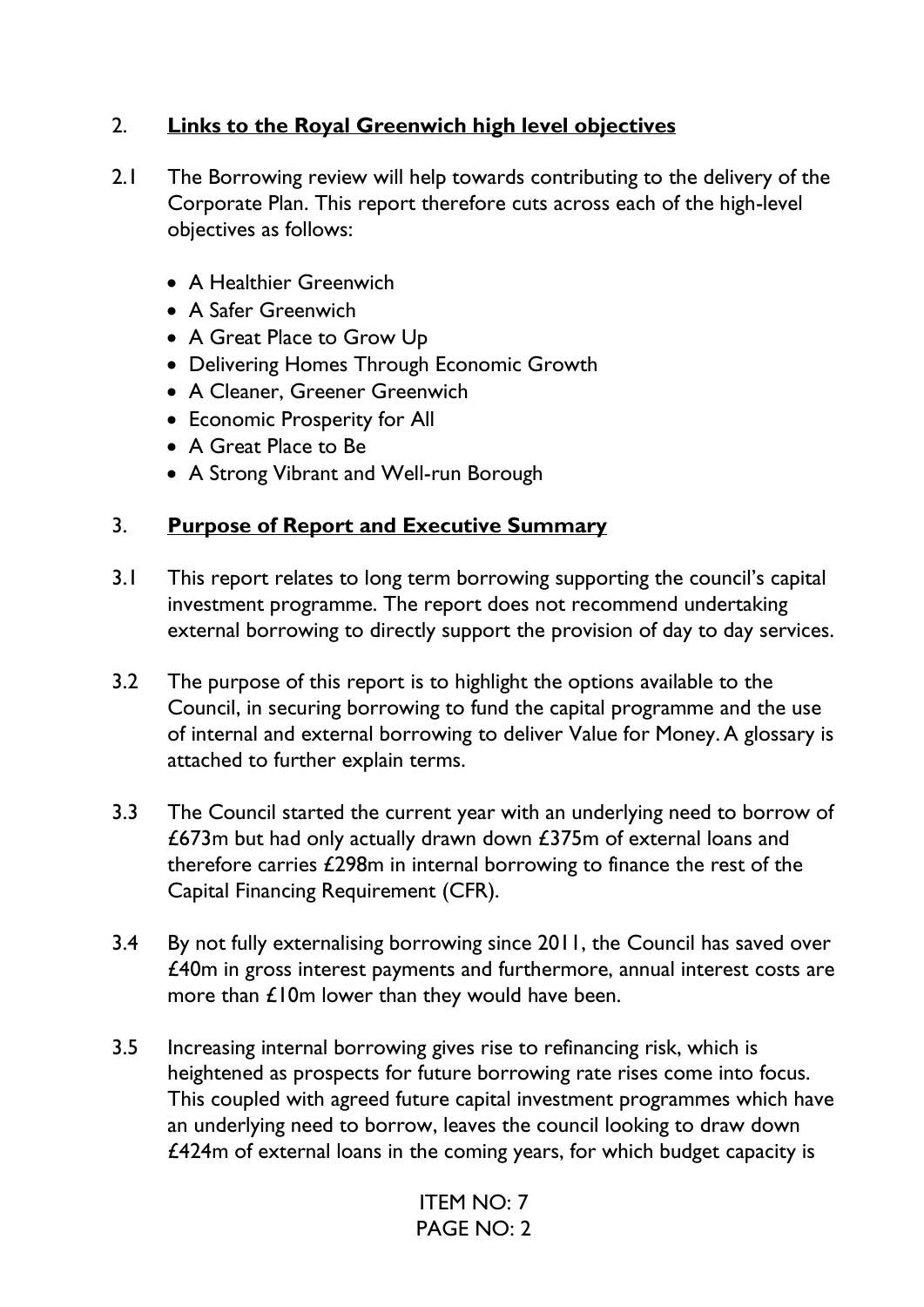## 2. **Links to the Royal Greenwich high level objectives**

2.1 The Borrowing review will help towards contributing to the delivery of the Corporate Plan. This report therefore cuts across each of the high-level objectives as follows:

- A Healthier Greenwich
- A Safer Greenwich
- A Great Place to Grow Up
- Delivering Homes Through Economic Growth
- A Cleaner, Greener Greenwich
- Economic Prosperity for All
- A Great Place to Be
- A Strong Vibrant and Well-run Borough

## 3. **Purpose of Report and Executive Summary**

3.1 This report relates to long term borrowing supporting the council's capital investment programme. The report does not recommend undertaking external borrowing to directly support the provision of day to day services.

3.2 The purpose of this report is to highlight the options available to the Council, in securing borrowing to fund the capital programme and the use of internal and external borrowing to deliver Value for Money. A glossary is attached to further explain terms.

3.3 The Council started the current year with an underlying need to borrow of £673m but had only actually drawn down £375m of external loans and therefore carries £298m in internal borrowing to finance the rest of the Capital Financing Requirement (CFR).

3.4 By not fully externalising borrowing since 2011, the Council has saved over £40m in gross interest payments and furthermore, annual interest costs are more than £10m lower than they would have been.

3.5 Increasing internal borrowing gives rise to refinancing risk, which is heightened as prospects for future borrowing rate rises come into focus. This coupled with agreed future capital investment programmes which have an underlying need to borrow, leaves the council looking to draw down £424m of external loans in the coming years, for which budget capacity is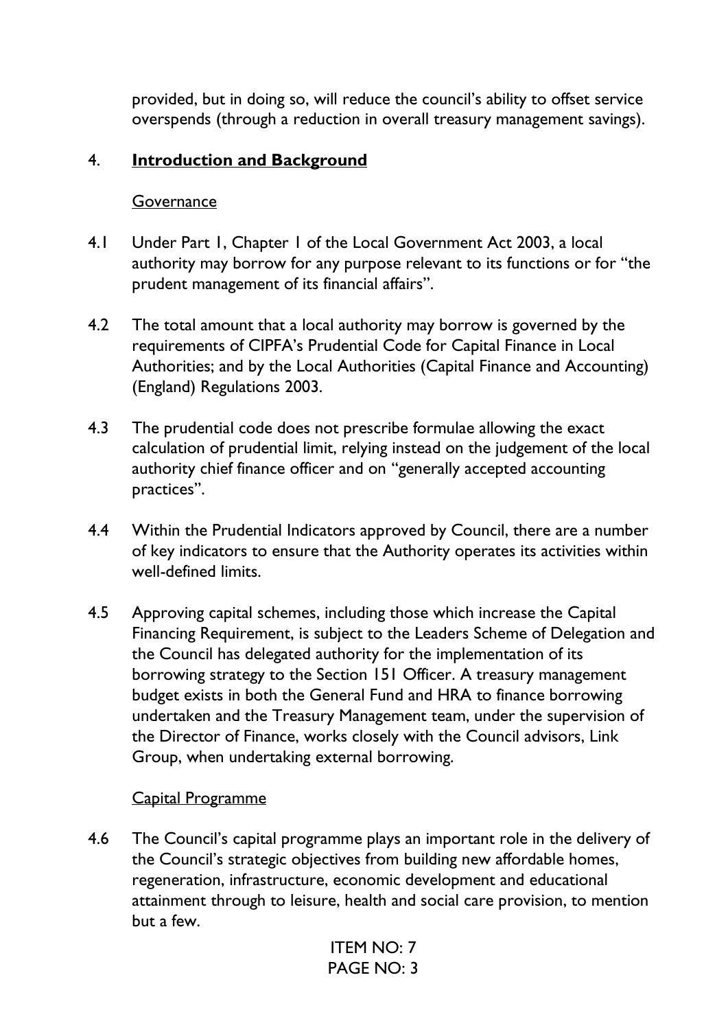provided, but in doing so, will reduce the council's ability to offset service overspends (through a reduction in overall treasury management savings).

## 4. **Introduction and Background**

### Governance

4.1 Under Part 1, Chapter 1 of the Local Government Act 2003, a local authority may borrow for any purpose relevant to its functions or for "the prudent management of its financial affairs".

4.2 The total amount that a local authority may borrow is governed by the requirements of CIPFA's Prudential Code for Capital Finance in Local Authorities; and by the Local Authorities (Capital Finance and Accounting) (England) Regulations 2003.

4.3 The prudential code does not prescribe formulae allowing the exact calculation of prudential limit, relying instead on the judgement of the local authority chief finance officer and on "generally accepted accounting practices".

4.4 Within the Prudential Indicators approved by Council, there are a number of key indicators to ensure that the Authority operates its activities within well-defined limits.

4.5 Approving capital schemes, including those which increase the Capital Financing Requirement, is subject to the Leaders Scheme of Delegation and the Council has delegated authority for the implementation of its borrowing strategy to the Section 151 Officer. A treasury management budget exists in both the General Fund and HRA to finance borrowing undertaken and the Treasury Management team, under the supervision of the Director of Finance, works closely with the Council advisors, Link Group, when undertaking external borrowing.

### Capital Programme

4.6 The Council's capital programme plays an important role in the delivery of the Council's strategic objectives from building new affordable homes, regeneration, infrastructure, economic development and educational attainment through to leisure, health and social care provision, to mention but a few.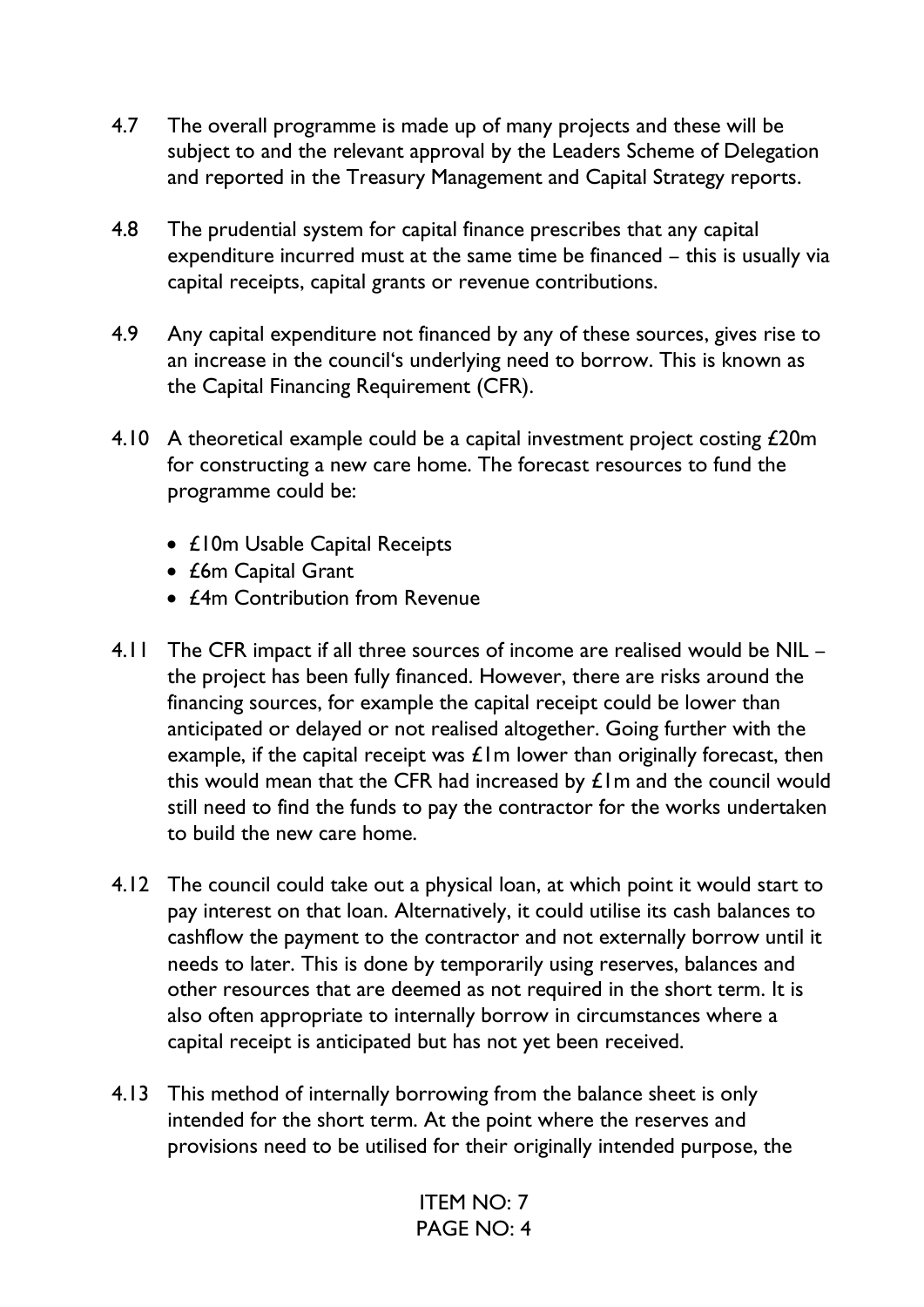4.7 The overall programme is made up of many projects and these will be subject to and the relevant approval by the Leaders Scheme of Delegation and reported in the Treasury Management and Capital Strategy reports.

4.8 The prudential system for capital finance prescribes that any capital expenditure incurred must at the same time be financed – this is usually via capital receipts, capital grants or revenue contributions.

4.9 Any capital expenditure not financed by any of these sources, gives rise to an increase in the council's underlying need to borrow. This is known as the Capital Financing Requirement (CFR).

4.10 A theoretical example could be a capital investment project costing £20m for constructing a new care home. The forecast resources to fund the programme could be:

- £10m Usable Capital Receipts
- £6m Capital Grant
- £4m Contribution from Revenue

4.11 The CFR impact if all three sources of income are realised would be NIL – the project has been fully financed. However, there are risks around the financing sources, for example the capital receipt could be lower than anticipated or delayed or not realised altogether. Going further with the example, if the capital receipt was £1m lower than originally forecast, then this would mean that the CFR had increased by £1m and the council would still need to find the funds to pay the contractor for the works undertaken to build the new care home.

4.12 The council could take out a physical loan, at which point it would start to pay interest on that loan. Alternatively, it could utilise its cash balances to cashflow the payment to the contractor and not externally borrow until it needs to later. This is done by temporarily using reserves, balances and other resources that are deemed as not required in the short term. It is also often appropriate to internally borrow in circumstances where a capital receipt is anticipated but has not yet been received.

4.13 This method of internally borrowing from the balance sheet is only intended for the short term. At the point where the reserves and provisions need to be utilised for their originally intended purpose, the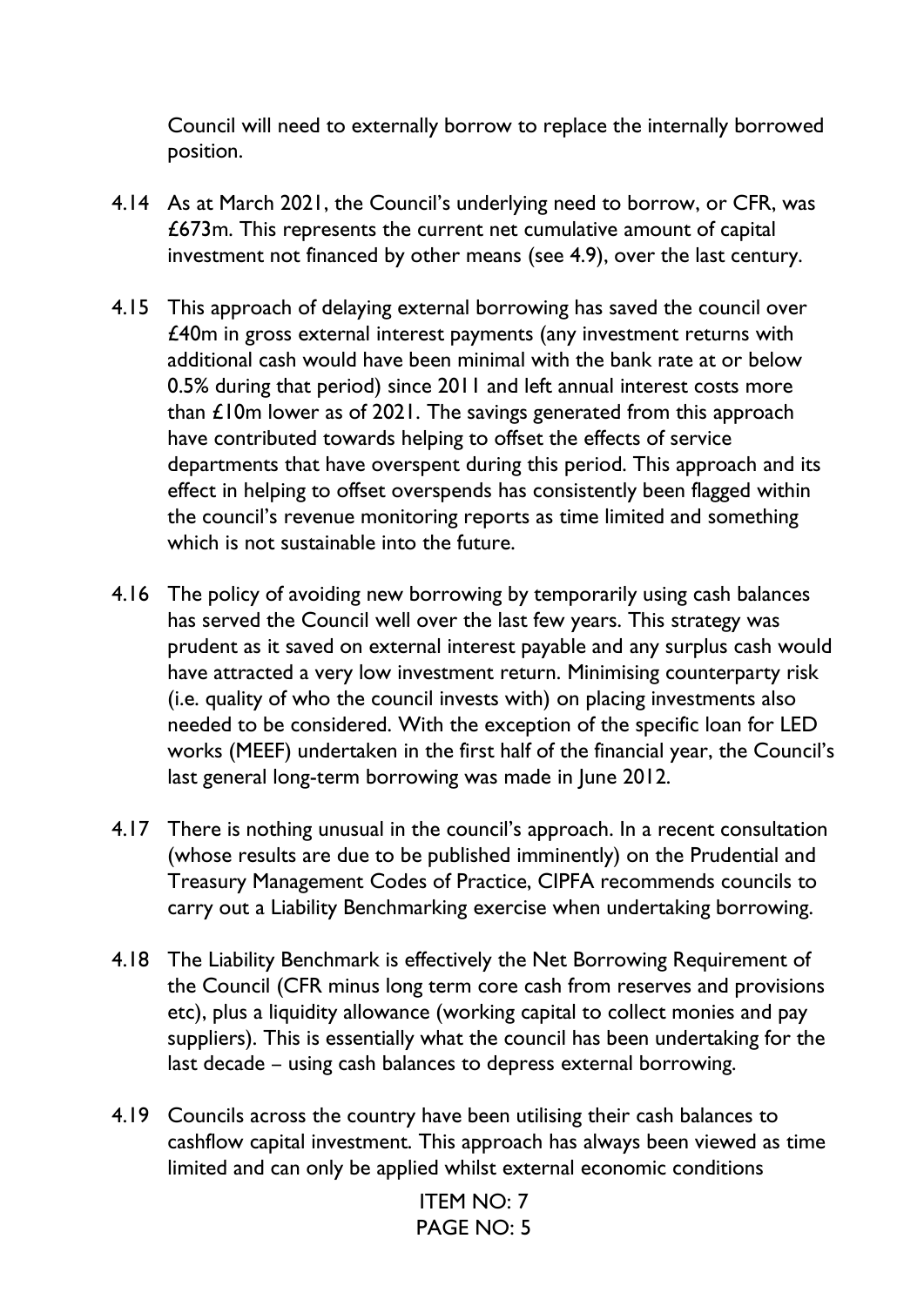Council will need to externally borrow to replace the internally borrowed position.

4.14 As at March 2021, the Council's underlying need to borrow, or CFR, was £673m. This represents the current net cumulative amount of capital investment not financed by other means (see 4.9), over the last century.

4.15 This approach of delaying external borrowing has saved the council over £40m in gross external interest payments (any investment returns with additional cash would have been minimal with the bank rate at or below 0.5% during that period) since 2011 and left annual interest costs more than £10m lower as of 2021. The savings generated from this approach have contributed towards helping to offset the effects of service departments that have overspent during this period. This approach and its effect in helping to offset overspends has consistently been flagged within the council's revenue monitoring reports as time limited and something which is not sustainable into the future.

4.16 The policy of avoiding new borrowing by temporarily using cash balances has served the Council well over the last few years. This strategy was prudent as it saved on external interest payable and any surplus cash would have attracted a very low investment return. Minimising counterparty risk (i.e. quality of who the council invests with) on placing investments also needed to be considered. With the exception of the specific loan for LED works (MEEF) undertaken in the first half of the financial year, the Council's last general long-term borrowing was made in June 2012.

4.17 There is nothing unusual in the council's approach. In a recent consultation (whose results are due to be published imminently) on the Prudential and Treasury Management Codes of Practice, CIPFA recommends councils to carry out a Liability Benchmarking exercise when undertaking borrowing.

4.18 The Liability Benchmark is effectively the Net Borrowing Requirement of the Council (CFR minus long term core cash from reserves and provisions etc), plus a liquidity allowance (working capital to collect monies and pay suppliers). This is essentially what the council has been undertaking for the last decade – using cash balances to depress external borrowing.

4.19 Councils across the country have been utilising their cash balances to cashflow capital investment. This approach has always been viewed as time limited and can only be applied whilst external economic conditions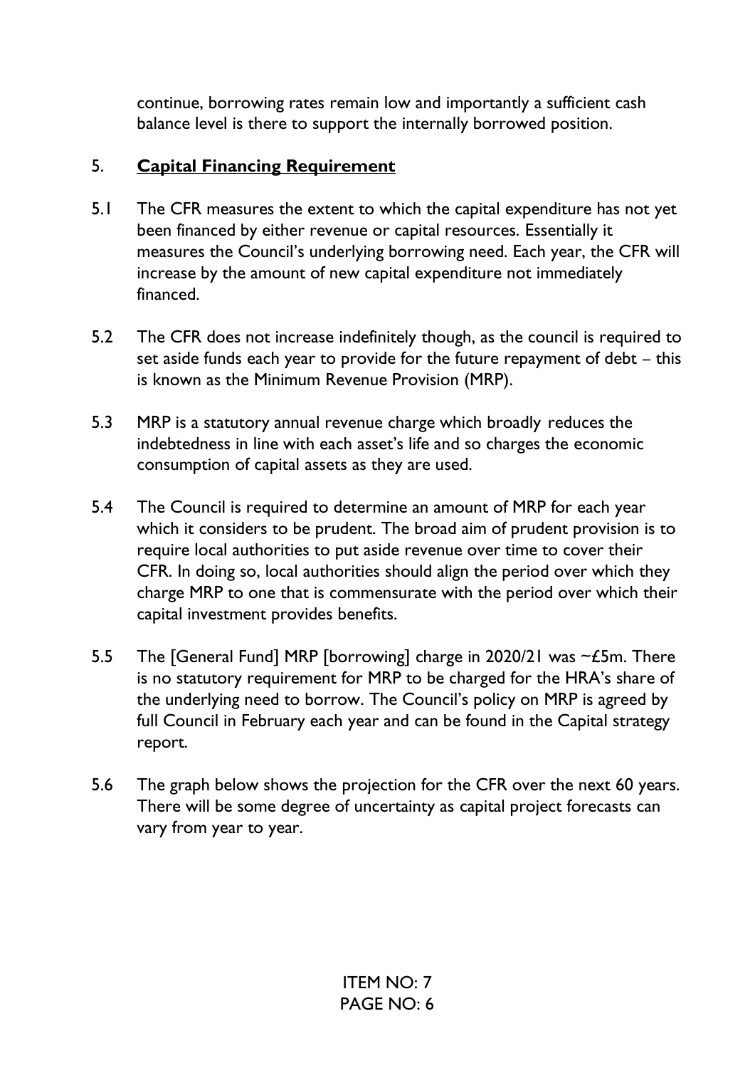continue, borrowing rates remain low and importantly a sufficient cash balance level is there to support the internally borrowed position.

## 5. **Capital Financing Requirement**

5.1 The CFR measures the extent to which the capital expenditure has not yet been financed by either revenue or capital resources. Essentially it measures the Council's underlying borrowing need. Each year, the CFR will increase by the amount of new capital expenditure not immediately financed.

5.2 The CFR does not increase indefinitely though, as the council is required to set aside funds each year to provide for the future repayment of debt – this is known as the Minimum Revenue Provision (MRP).

5.3 MRP is a statutory annual revenue charge which broadly reduces the indebtedness in line with each asset's life and so charges the economic consumption of capital assets as they are used.

5.4 The Council is required to determine an amount of MRP for each year which it considers to be prudent. The broad aim of prudent provision is to require local authorities to put aside revenue over time to cover their CFR. In doing so, local authorities should align the period over which they charge MRP to one that is commensurate with the period over which their capital investment provides benefits.

5.5 The [General Fund] MRP [borrowing] charge in 2020/21 was ~£5m. There is no statutory requirement for MRP to be charged for the HRA's share of the underlying need to borrow. The Council's policy on MRP is agreed by full Council in February each year and can be found in the Capital strategy report.

5.6 The graph below shows the projection for the CFR over the next 60 years. There will be some degree of uncertainty as capital project forecasts can vary from year to year.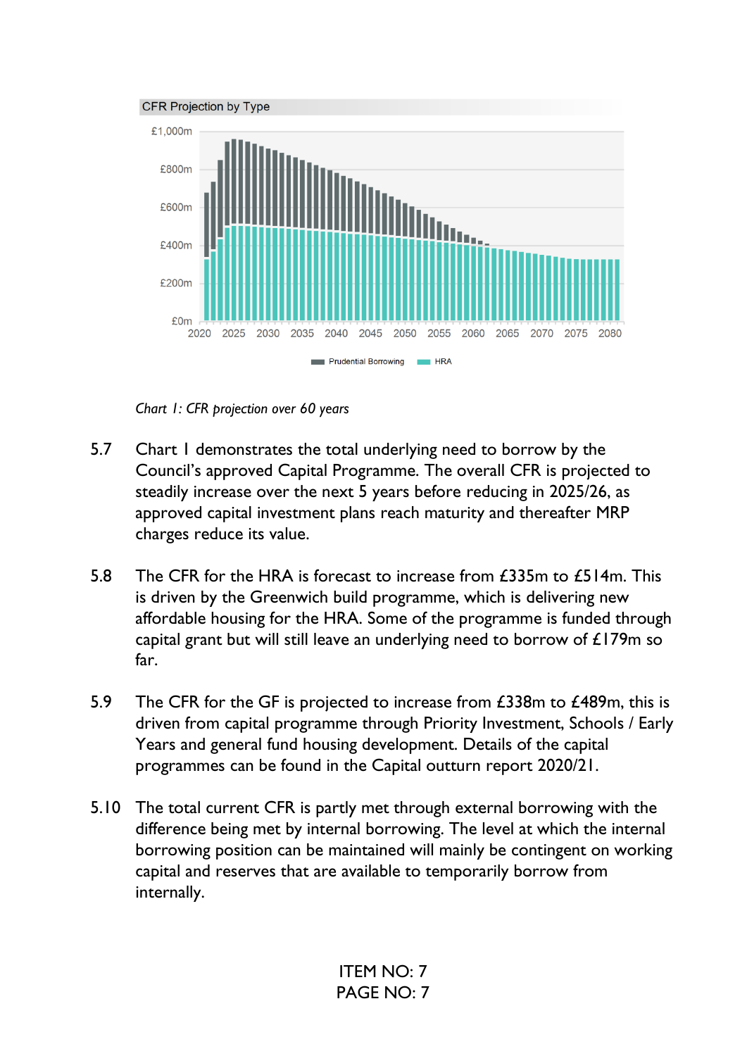CFR Projection by Type

Chart 1: *CFR projection over 60 years*

5.7 Chart 1 demonstrates the total underlying need to borrow by the Council's approved Capital Programme. The overall CFR is projected to steadily increase over the next 5 years before reducing in 2025/26, as approved capital investment plans reach maturity and thereafter MRP charges reduce its value.

5.8 The CFR for the HRA is forecast to increase from £335m to £514m. This is driven by the Greenwich build programme, which is delivering new affordable housing for the HRA. Some of the programme is funded through capital grant but will still leave an underlying need to borrow of £179m so far.

5.9 The CFR for the GF is projected to increase from £338m to £489m, this is driven from capital programme through Priority Investment, Schools / Early Years and general fund housing development. Details of the capital programmes can be found in the Capital outturn report 2020/21.

5.10 The total current CFR is partly met through external borrowing with the difference being met by internal borrowing. The level at which the internal borrowing position can be maintained will mainly be contingent on working capital and reserves that are available to temporarily borrow from internally.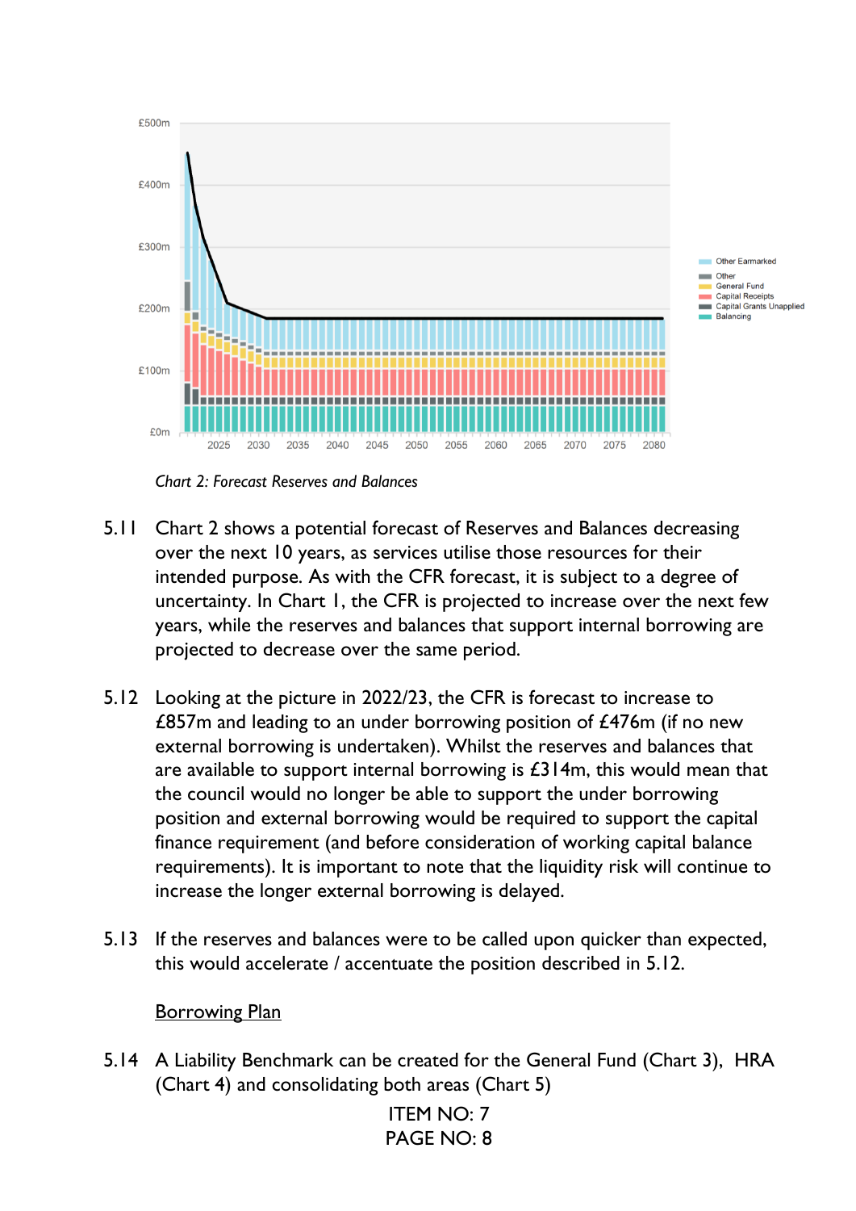*Chart 2: Forecast Reserves and Balances*

5.11 Chart 2 shows a potential forecast of Reserves and Balances decreasing over the next 10 years, as services utilise those resources for their intended purpose. As with the CFR forecast, it is subject to a degree of uncertainty. In Chart 1, the CFR is projected to increase over the next few years, while the reserves and balances that support internal borrowing are projected to decrease over the same period.

5.12 Looking at the picture in 2022/23, the CFR is forecast to increase to £857m and leading to an under borrowing position of £476m (if no new external borrowing is undertaken). Whilst the reserves and balances that are available to support internal borrowing is £314m, this would mean that the council would no longer be able to support the under borrowing position and external borrowing would be required to support the capital finance requirement (and before consideration of working capital balance requirements). It is important to note that the liquidity risk will continue to increase the longer external borrowing is delayed.

5.13 If the reserves and balances were to be called upon quicker than expected, this would accelerate / accentuate the position described in 5.12.

<u>Borrowing Plan</u>

5.14 A Liability Benchmark can be created for the General Fund (Chart 3), HRA (Chart 4) and consolidating both areas (Chart 5)

ITEM NO: 7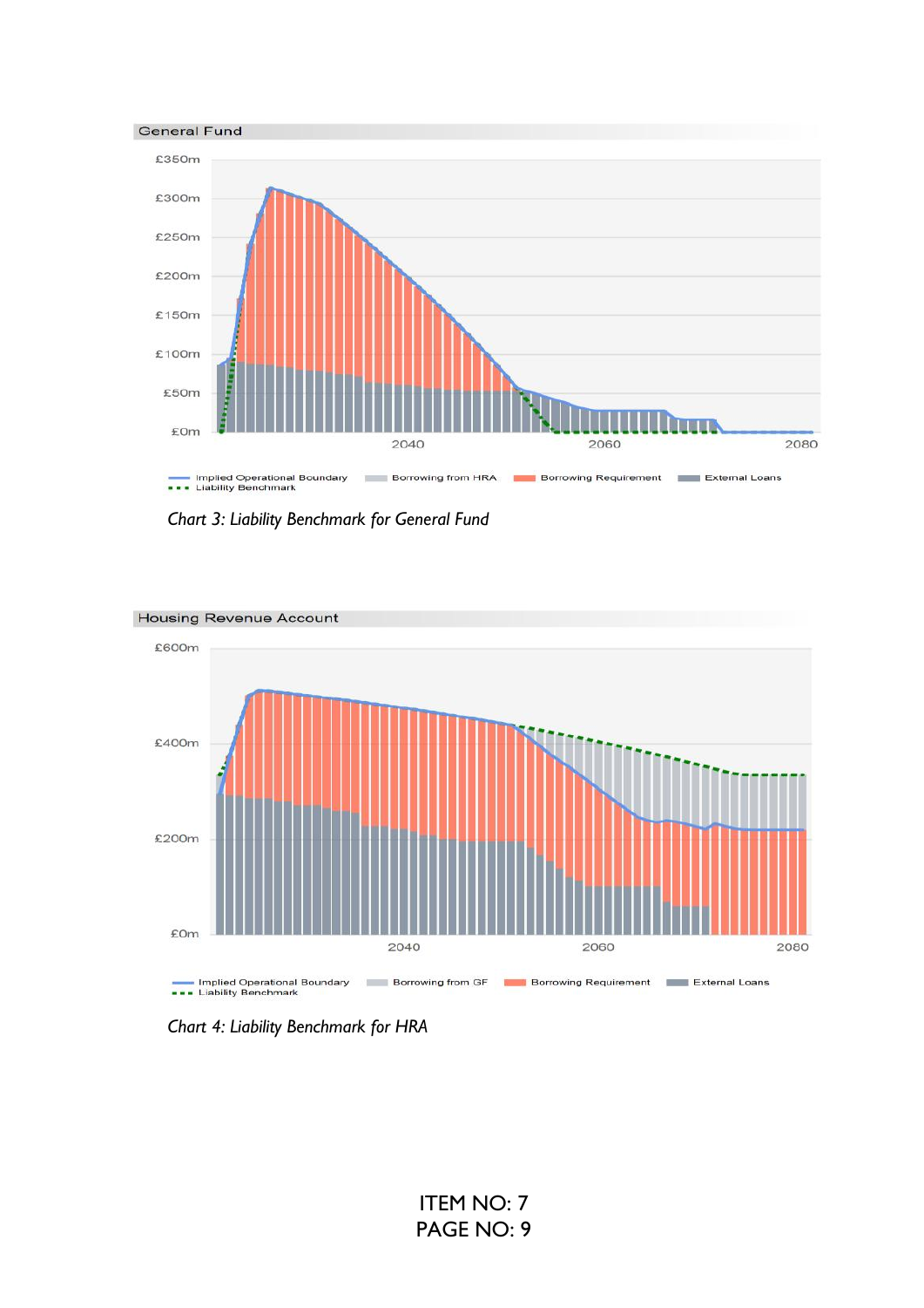General Fund

£350m
£300m
£250m
£200m
£150m
£100m
£50m
£0m

2040 2060 2080

Implied Operational Boundary | Borrowing from HRA | Borrowing Requirement | External Loans
Liability Benchmark

*Chart 3: Liability Benchmark for General Fund*

Housing Revenue Account

£600m
£400m
£200m
£0m

2040 2060 2080

Implied Operational Boundary | Borrowing from GF | Borrowing Requirement | External Loans
Liability Benchmark

*Chart 4: Liability Benchmark for HRA*

ITEM NO: 7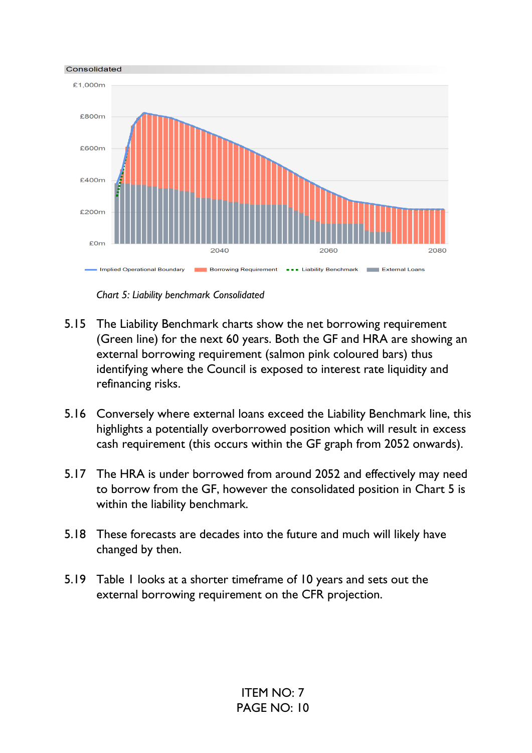*Chart 5: Liability benchmark Consolidated*

5.15 The Liability Benchmark charts show the net borrowing requirement (Green line) for the next 60 years. Both the GF and HRA are showing an external borrowing requirement (salmon pink coloured bars) thus identifying where the Council is exposed to interest rate liquidity and refinancing risks.

5.16 Conversely where external loans exceed the Liability Benchmark line, this highlights a potentially overborrowed position which will result in excess cash requirement (this occurs within the GF graph from 2052 onwards).

5.17 The HRA is under borrowed from around 2052 and effectively may need to borrow from the GF, however the consolidated position in Chart 5 is within the liability benchmark.

5.18 These forecasts are decades into the future and much will likely have changed by then.

5.19 Table 1 looks at a shorter timeframe of 10 years and sets out the external borrowing requirement on the CFR projection.

ITEM NO: 7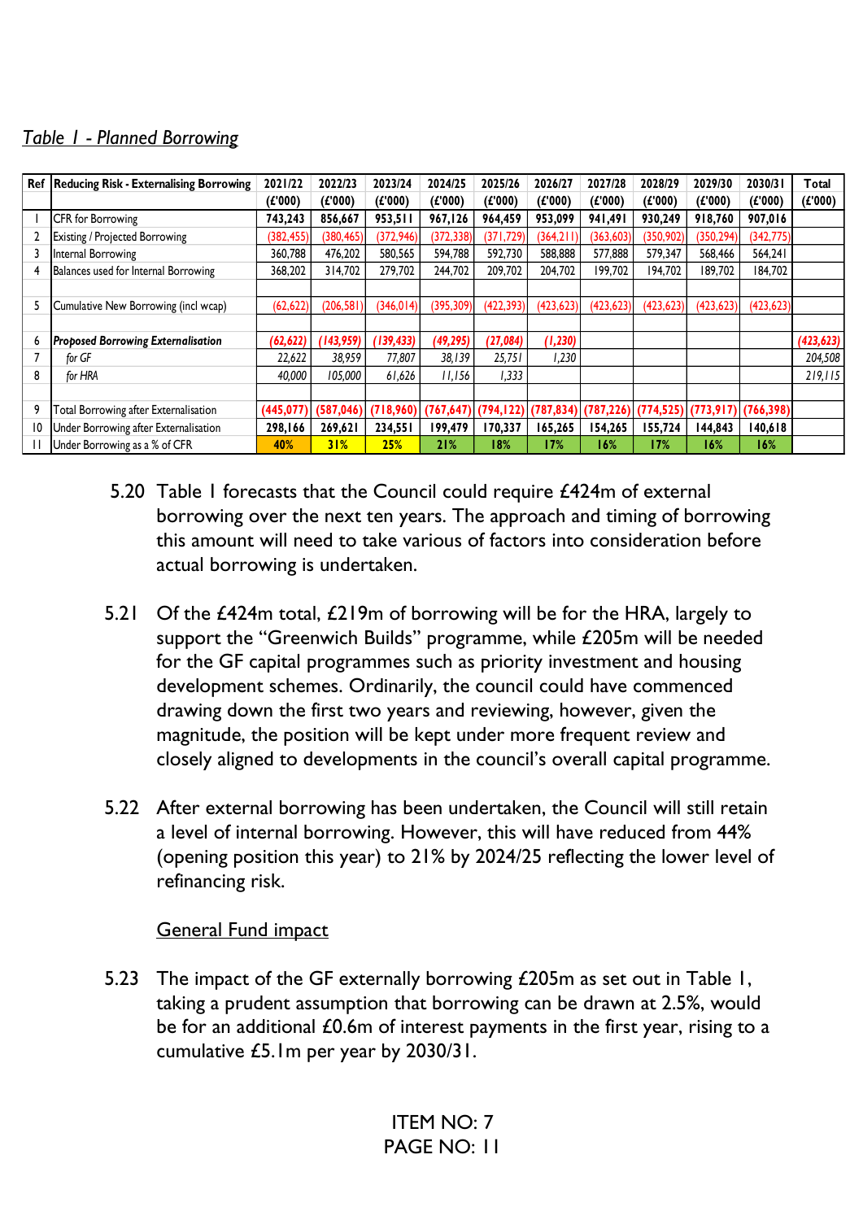*Table 1 - Planned Borrowing*

| Ref | Reducing Risk - Externalising Borrowing | 2021/22 | 2022/23 | 2023/24 | 2024/25 | 2025/26 | 2026/27 | 2027/28 | 2028/29 | 2029/30 | 2030/31 | Total |
|---|---|---|---|---|---|---|---|---|---|---|---|---|
| | | (£'000) | (£'000) | (£'000) | (£'000) | (£'000) | (£'000) | (£'000) | (£'000) | (£'000) | (£'000) | (£'000) |
| 1 | CFR for Borrowing | 743,243 | 856,667 | 953,511 | 967,126 | 964,459 | 953,099 | 941,491 | 930,249 | 918,760 | 907,016 | |
| 2 | Existing / Projected Borrowing | (382,455) | (380,465) | (372,946) | (372,338) | (371,729) | (364,211) | (363,603) | (350,902) | (350,294) | (342,775) | |
| 3 | Internal Borrowing | 360,788 | 476,202 | 580,565 | 594,788 | 592,730 | 588,888 | 577,888 | 579,347 | 568,466 | 564,241 | |
| 4 | Balances used for Internal Borrowing | 368,202 | 314,702 | 279,702 | 244,702 | 209,702 | 204,702 | 199,702 | 194,702 | 189,702 | 184,702 | |
| | | | | | | | | | | | | |
| 5 | Cumulative New Borrowing (incl wcap) | (62,622) | (206,581) | (346,014) | (395,309) | (422,393) | (423,623) | (423,623) | (423,623) | (423,623) | (423,623) | |
| | | | | | | | | | | | | |
| 6 | ***Proposed Borrowing Externalisation*** | ***(62,622)*** | ***(143,959)*** | ***(139,433)*** | ***(49,295)*** | ***(27,084)*** | ***(1,230)*** | | | | | ***(423,623)*** |
| 7 | *for GF* | *22,622* | *38,959* | *77,807* | *38,139* | *25,751* | *1,230* | | | | | *204,508* |
| 8 | *for HRA* | *40,000* | *105,000* | *61,626* | *11,156* | *1,333* | | | | | | *219,115* |
| | | | | | | | | | | | | |
| 9 | Total Borrowing after Externalisation | (445,077) | (587,046) | (718,960) | (767,647) | (794,122) | (787,834) | (787,226) | (774,525) | (773,917) | (766,398) | |
| 10 | Under Borrowing after Externalisation | 298,166 | 269,621 | 234,551 | 199,479 | 170,337 | 165,265 | 154,265 | 155,724 | 144,843 | 140,618 | |
| 11 | Under Borrowing as a % of CFR | 40% | 31% | 25% | 21% | 18% | 17% | 16% | 17% | 16% | 16% | |

5.20 Table 1 forecasts that the Council could require £424m of external borrowing over the next ten years. The approach and timing of borrowing this amount will need to take various of factors into consideration before actual borrowing is undertaken.

5.21 Of the £424m total, £219m of borrowing will be for the HRA, largely to support the "Greenwich Builds" programme, while £205m will be needed for the GF capital programmes such as priority investment and housing development schemes. Ordinarily, the council could have commenced drawing down the first two years and reviewing, however, given the magnitude, the position will be kept under more frequent review and closely aligned to developments in the council's overall capital programme.

5.22 After external borrowing has been undertaken, the Council will still retain a level of internal borrowing. However, this will have reduced from 44% (opening position this year) to 21% by 2024/25 reflecting the lower level of refinancing risk.

General Fund impact

5.23 The impact of the GF externally borrowing £205m as set out in Table 1, taking a prudent assumption that borrowing can be drawn at 2.5%, would be for an additional £0.6m of interest payments in the first year, rising to a cumulative £5.1m per year by 2030/31.

ITEM NO: 7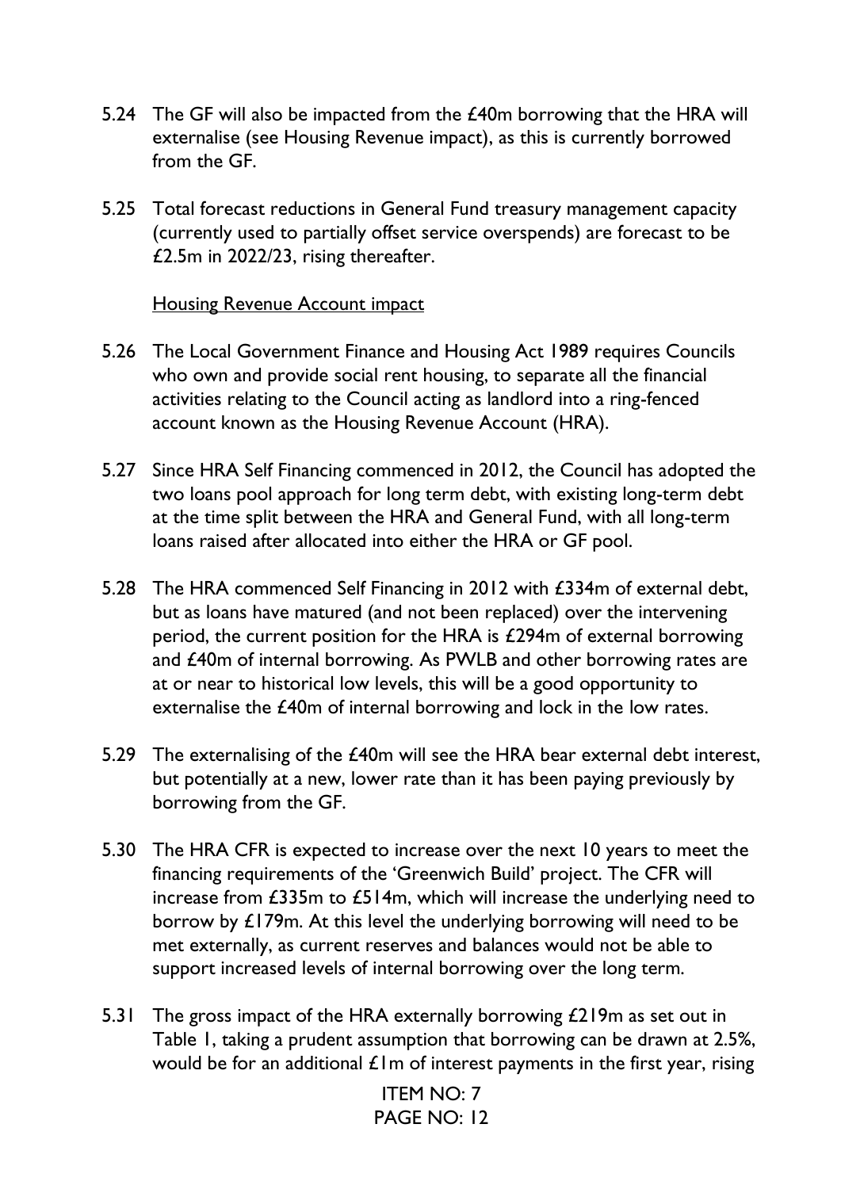5.24 The GF will also be impacted from the £40m borrowing that the HRA will externalise (see Housing Revenue impact), as this is currently borrowed from the GF.

5.25 Total forecast reductions in General Fund treasury management capacity (currently used to partially offset service overspends) are forecast to be £2.5m in 2022/23, rising thereafter.

<u>Housing Revenue Account impact</u>

5.26 The Local Government Finance and Housing Act 1989 requires Councils who own and provide social rent housing, to separate all the financial activities relating to the Council acting as landlord into a ring-fenced account known as the Housing Revenue Account (HRA).

5.27 Since HRA Self Financing commenced in 2012, the Council has adopted the two loans pool approach for long term debt, with existing long-term debt at the time split between the HRA and General Fund, with all long-term loans raised after allocated into either the HRA or GF pool.

5.28 The HRA commenced Self Financing in 2012 with £334m of external debt, but as loans have matured (and not been replaced) over the intervening period, the current position for the HRA is £294m of external borrowing and £40m of internal borrowing. As PWLB and other borrowing rates are at or near to historical low levels, this will be a good opportunity to externalise the £40m of internal borrowing and lock in the low rates.

5.29 The externalising of the £40m will see the HRA bear external debt interest, but potentially at a new, lower rate than it has been paying previously by borrowing from the GF.

5.30 The HRA CFR is expected to increase over the next 10 years to meet the financing requirements of the 'Greenwich Build' project. The CFR will increase from £335m to £514m, which will increase the underlying need to borrow by £179m. At this level the underlying borrowing will need to be met externally, as current reserves and balances would not be able to support increased levels of internal borrowing over the long term.

5.31 The gross impact of the HRA externally borrowing £219m as set out in Table 1, taking a prudent assumption that borrowing can be drawn at 2.5%, would be for an additional £1m of interest payments in the first year, rising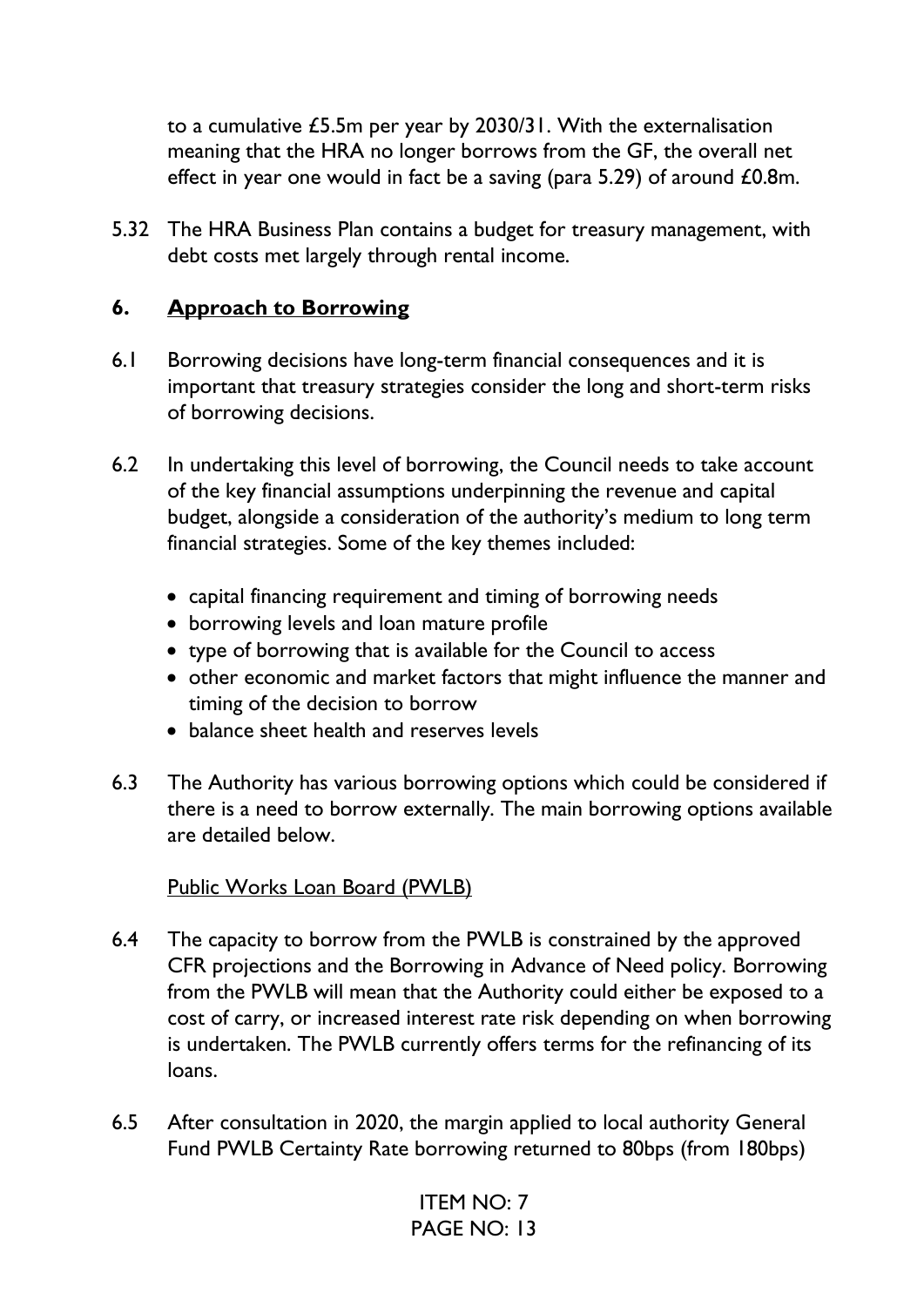to a cumulative £5.5m per year by 2030/31. With the externalisation meaning that the HRA no longer borrows from the GF, the overall net effect in year one would in fact be a saving (para 5.29) of around £0.8m.

5.32 The HRA Business Plan contains a budget for treasury management, with debt costs met largely through rental income.

## 6. Approach to Borrowing

6.1 Borrowing decisions have long-term financial consequences and it is important that treasury strategies consider the long and short-term risks of borrowing decisions.

6.2 In undertaking this level of borrowing, the Council needs to take account of the key financial assumptions underpinning the revenue and capital budget, alongside a consideration of the authority's medium to long term financial strategies. Some of the key themes included:

- capital financing requirement and timing of borrowing needs
- borrowing levels and loan mature profile
- type of borrowing that is available for the Council to access
- other economic and market factors that might influence the manner and timing of the decision to borrow
- balance sheet health and reserves levels

6.3 The Authority has various borrowing options which could be considered if there is a need to borrow externally. The main borrowing options available are detailed below.

Public Works Loan Board (PWLB)

6.4 The capacity to borrow from the PWLB is constrained by the approved CFR projections and the Borrowing in Advance of Need policy. Borrowing from the PWLB will mean that the Authority could either be exposed to a cost of carry, or increased interest rate risk depending on when borrowing is undertaken. The PWLB currently offers terms for the refinancing of its loans.

6.5 After consultation in 2020, the margin applied to local authority General Fund PWLB Certainty Rate borrowing returned to 80bps (from 180bps)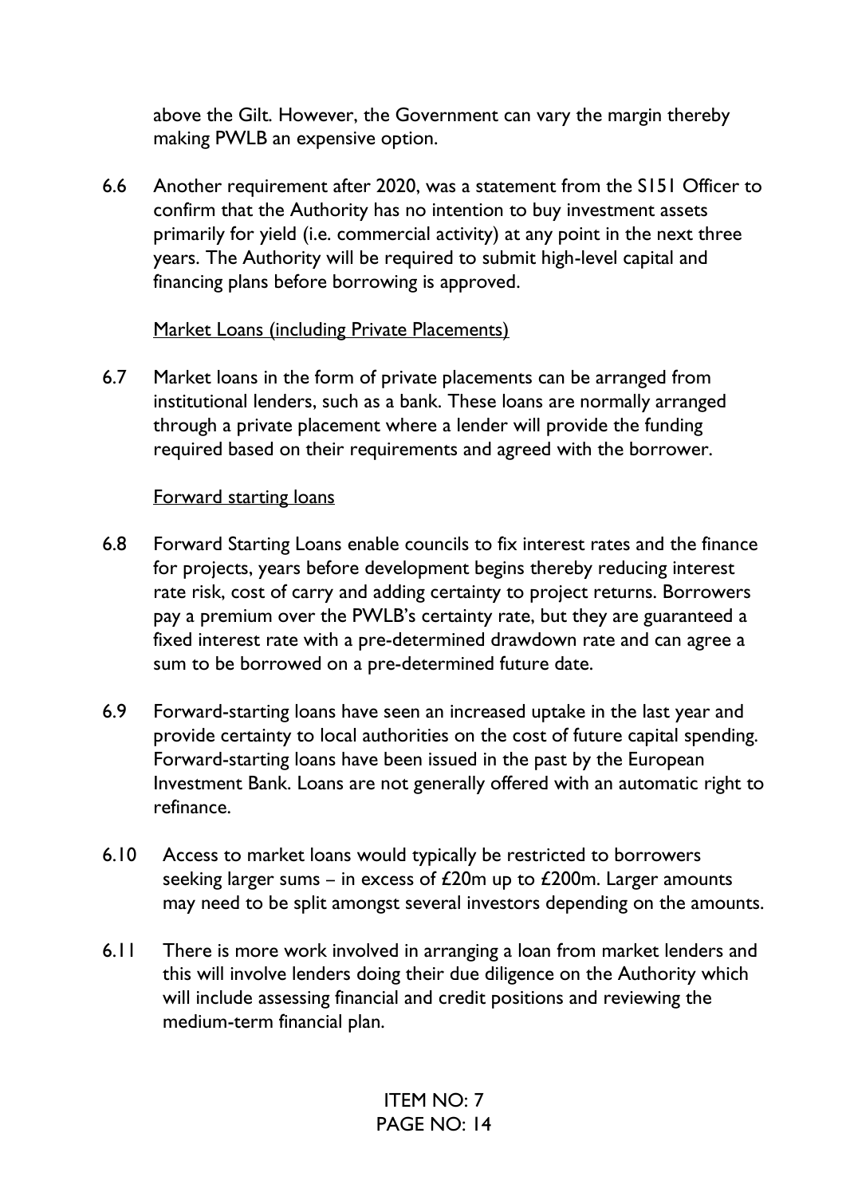above the Gilt. However, the Government can vary the margin thereby making PWLB an expensive option.

6.6 Another requirement after 2020, was a statement from the S151 Officer to confirm that the Authority has no intention to buy investment assets primarily for yield (i.e. commercial activity) at any point in the next three years. The Authority will be required to submit high-level capital and financing plans before borrowing is approved.

Market Loans (including Private Placements)

6.7 Market loans in the form of private placements can be arranged from institutional lenders, such as a bank. These loans are normally arranged through a private placement where a lender will provide the funding required based on their requirements and agreed with the borrower.

Forward starting loans

6.8 Forward Starting Loans enable councils to fix interest rates and the finance for projects, years before development begins thereby reducing interest rate risk, cost of carry and adding certainty to project returns. Borrowers pay a premium over the PWLB's certainty rate, but they are guaranteed a fixed interest rate with a pre-determined drawdown rate and can agree a sum to be borrowed on a pre-determined future date.

6.9 Forward-starting loans have seen an increased uptake in the last year and provide certainty to local authorities on the cost of future capital spending. Forward-starting loans have been issued in the past by the European Investment Bank. Loans are not generally offered with an automatic right to refinance.

6.10 Access to market loans would typically be restricted to borrowers seeking larger sums – in excess of £20m up to £200m. Larger amounts may need to be split amongst several investors depending on the amounts.

6.11 There is more work involved in arranging a loan from market lenders and this will involve lenders doing their due diligence on the Authority which will include assessing financial and credit positions and reviewing the medium-term financial plan.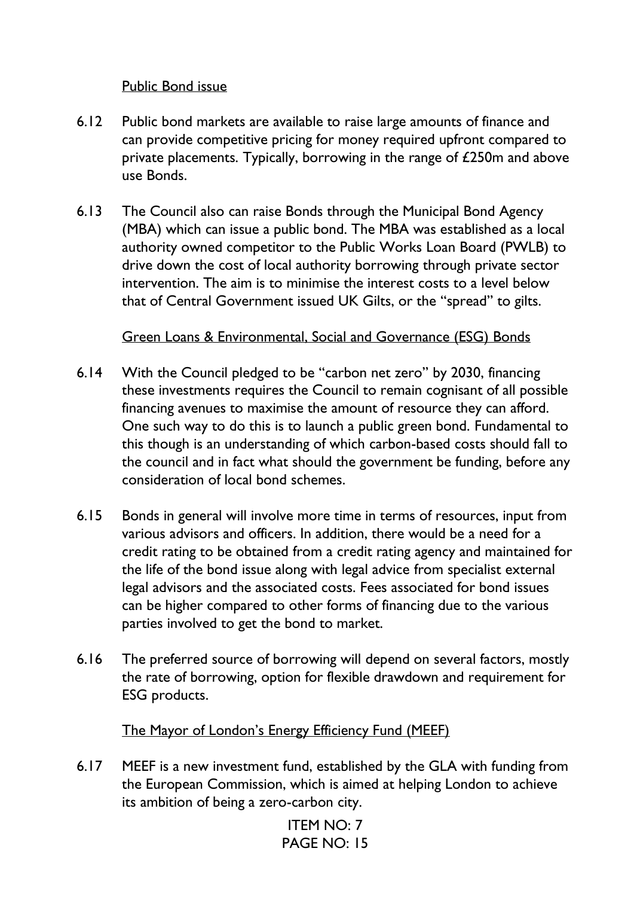Public Bond issue

6.12 Public bond markets are available to raise large amounts of finance and can provide competitive pricing for money required upfront compared to private placements. Typically, borrowing in the range of £250m and above use Bonds.

6.13 The Council also can raise Bonds through the Municipal Bond Agency (MBA) which can issue a public bond. The MBA was established as a local authority owned competitor to the Public Works Loan Board (PWLB) to drive down the cost of local authority borrowing through private sector intervention. The aim is to minimise the interest costs to a level below that of Central Government issued UK Gilts, or the "spread" to gilts.

Green Loans & Environmental, Social and Governance (ESG) Bonds

6.14 With the Council pledged to be "carbon net zero" by 2030, financing these investments requires the Council to remain cognisant of all possible financing avenues to maximise the amount of resource they can afford. One such way to do this is to launch a public green bond. Fundamental to this though is an understanding of which carbon-based costs should fall to the council and in fact what should the government be funding, before any consideration of local bond schemes.

6.15 Bonds in general will involve more time in terms of resources, input from various advisors and officers. In addition, there would be a need for a credit rating to be obtained from a credit rating agency and maintained for the life of the bond issue along with legal advice from specialist external legal advisors and the associated costs. Fees associated for bond issues can be higher compared to other forms of financing due to the various parties involved to get the bond to market.

6.16 The preferred source of borrowing will depend on several factors, mostly the rate of borrowing, option for flexible drawdown and requirement for ESG products.

The Mayor of London's Energy Efficiency Fund (MEEF)

6.17 MEEF is a new investment fund, established by the GLA with funding from the European Commission, which is aimed at helping London to achieve its ambition of being a zero-carbon city.

ITEM NO: 7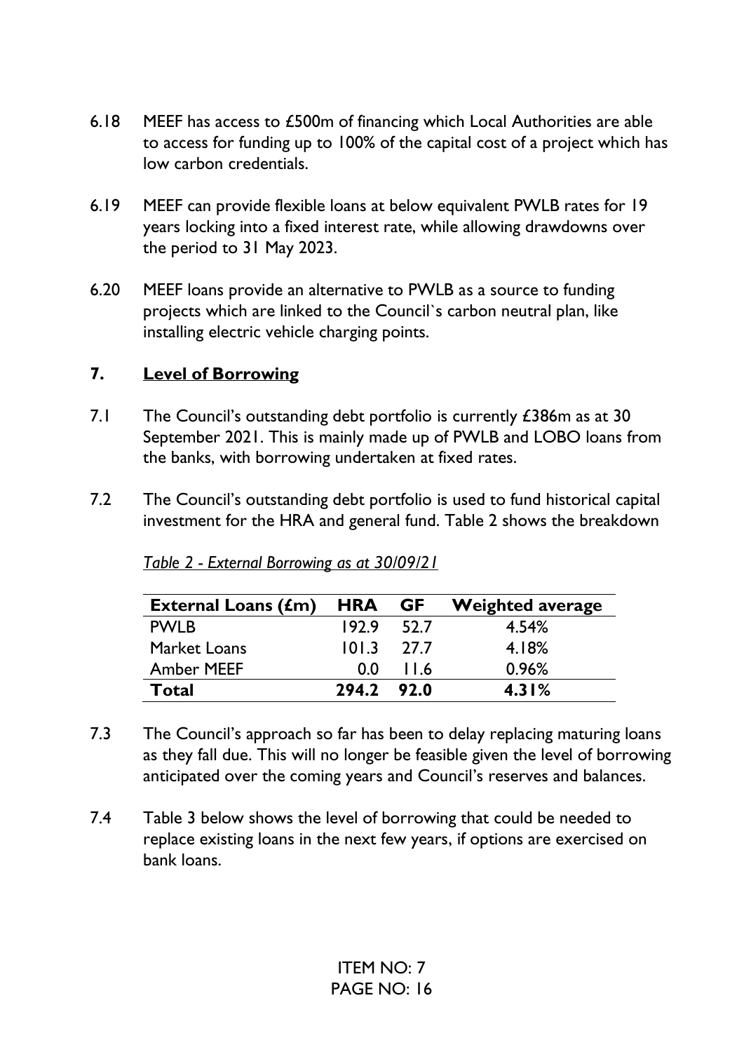6.18 MEEF has access to £500m of financing which Local Authorities are able to access for funding up to 100% of the capital cost of a project which has low carbon credentials.

6.19 MEEF can provide flexible loans at below equivalent PWLB rates for 19 years locking into a fixed interest rate, while allowing drawdowns over the period to 31 May 2023.

6.20 MEEF loans provide an alternative to PWLB as a source to funding projects which are linked to the Council`s carbon neutral plan, like installing electric vehicle charging points.

## 7. Level of Borrowing

7.1 The Council's outstanding debt portfolio is currently £386m as at 30 September 2021. This is mainly made up of PWLB and LOBO loans from the banks, with borrowing undertaken at fixed rates.

7.2 The Council's outstanding debt portfolio is used to fund historical capital investment for the HRA and general fund. Table 2 shows the breakdown

*Table 2 - External Borrowing as at 30/09/21*

| External Loans (£m) | HRA | GF | Weighted average |
|---|---|---|---|
| PWLB | 192.9 | 52.7 | 4.54% |
| Market Loans | 101.3 | 27.7 | 4.18% |
| Amber MEEF | 0.0 | 11.6 | 0.96% |
| **Total** | **294.2** | **92.0** | **4.31%** |

7.3 The Council's approach so far has been to delay replacing maturing loans as they fall due. This will no longer be feasible given the level of borrowing anticipated over the coming years and Council's reserves and balances.

7.4 Table 3 below shows the level of borrowing that could be needed to replace existing loans in the next few years, if options are exercised on bank loans.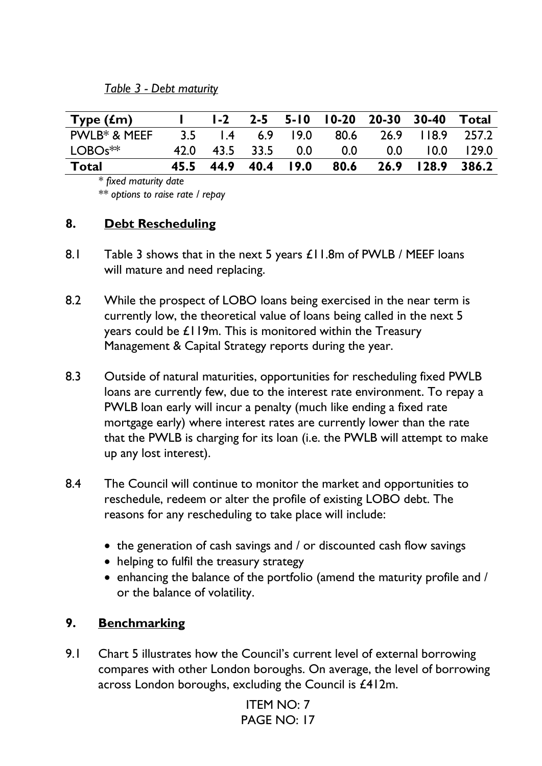*Table 3 - Debt maturity*

| Type (£m) | 1 | 1-2 | 2-5 | 5-10 | 10-20 | 20-30 | 30-40 | Total |
|---|---|---|---|---|---|---|---|---|
| PWLB* & MEEF | 3.5 | 1.4 | 6.9 | 19.0 | 80.6 | 26.9 | 118.9 | 257.2 |
| LOBOs** | 42.0 | 43.5 | 33.5 | 0.0 | 0.0 | 0.0 | 10.0 | 129.0 |
| **Total** | **45.5** | **44.9** | **40.4** | **19.0** | **80.6** | **26.9** | **128.9** | **386.2** |

\* *fixed maturity date*

\*\* *options to raise rate / repay*

## 8. Debt Rescheduling

8.1 Table 3 shows that in the next 5 years £11.8m of PWLB / MEEF loans will mature and need replacing.

8.2 While the prospect of LOBO loans being exercised in the near term is currently low, the theoretical value of loans being called in the next 5 years could be £119m. This is monitored within the Treasury Management & Capital Strategy reports during the year.

8.3 Outside of natural maturities, opportunities for rescheduling fixed PWLB loans are currently few, due to the interest rate environment. To repay a PWLB loan early will incur a penalty (much like ending a fixed rate mortgage early) where interest rates are currently lower than the rate that the PWLB is charging for its loan (i.e. the PWLB will attempt to make up any lost interest).

8.4 The Council will continue to monitor the market and opportunities to reschedule, redeem or alter the profile of existing LOBO debt. The reasons for any rescheduling to take place will include:

- the generation of cash savings and / or discounted cash flow savings
- helping to fulfil the treasury strategy
- enhancing the balance of the portfolio (amend the maturity profile and / or the balance of volatility.

## 9. Benchmarking

9.1 Chart 5 illustrates how the Council's current level of external borrowing compares with other London boroughs. On average, the level of borrowing across London boroughs, excluding the Council is £412m.

ITEM NO: 7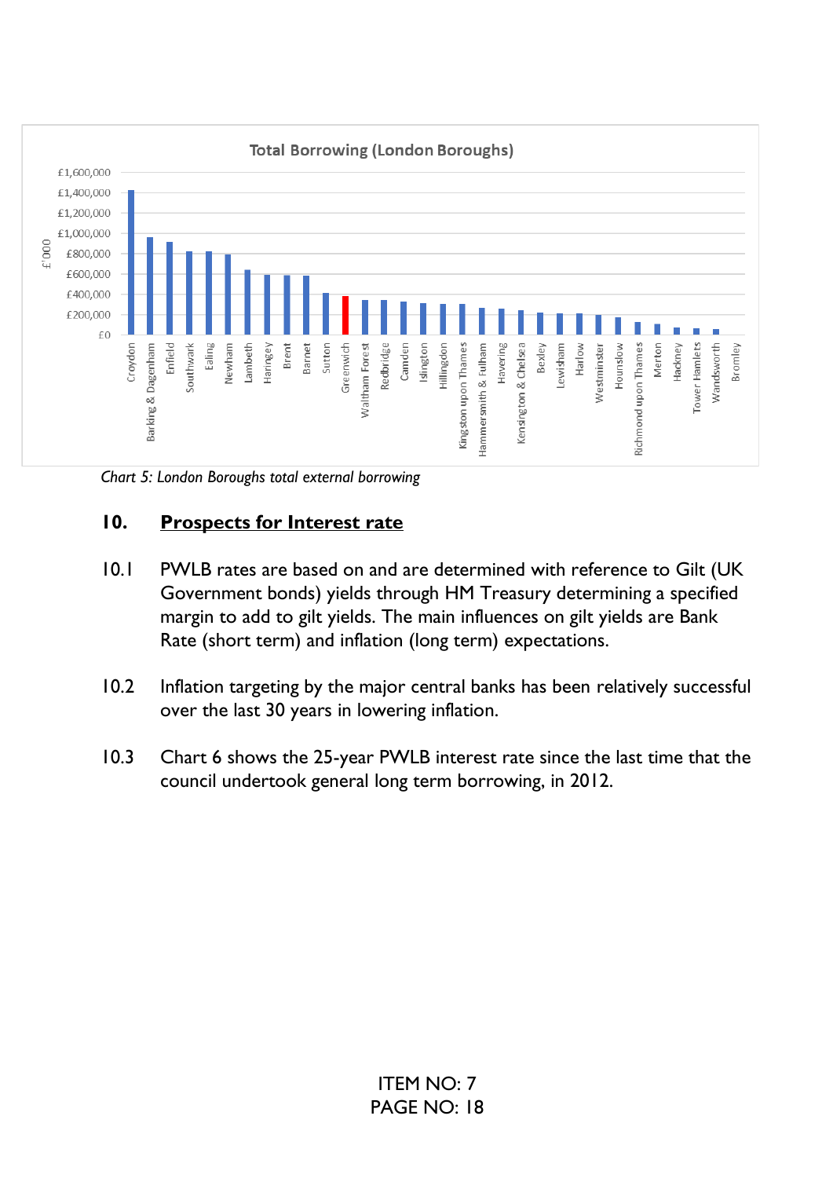Chart 5: London Boroughs total external borrowing

## 10. Prospects for Interest rate

10.1 PWLB rates are based on and are determined with reference to Gilt (UK Government bonds) yields through HM Treasury determining a specified margin to add to gilt yields. The main influences on gilt yields are Bank Rate (short term) and inflation (long term) expectations.

10.2 Inflation targeting by the major central banks has been relatively successful over the last 30 years in lowering inflation.

10.3 Chart 6 shows the 25-year PWLB interest rate since the last time that the council undertook general long term borrowing, in 2012.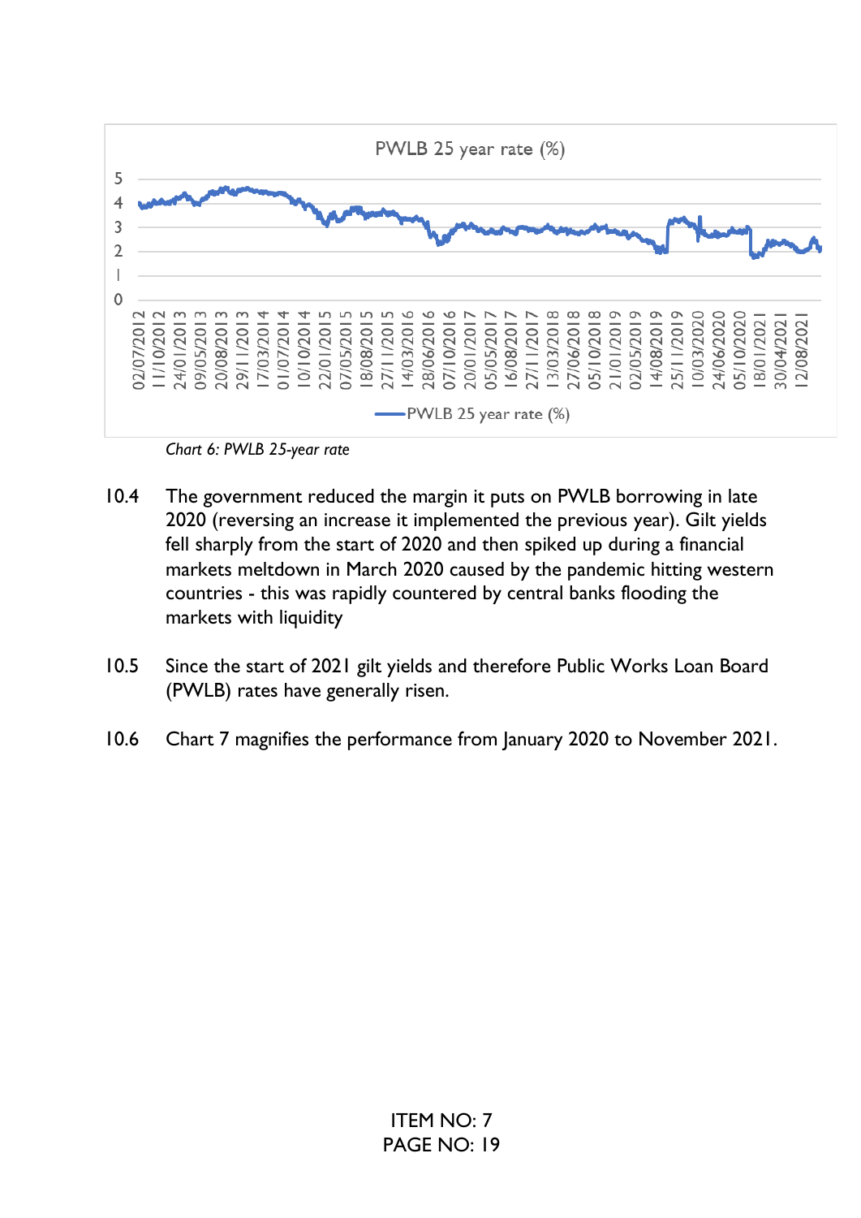*Chart 6: PWLB 25-year rate*

10.4 The government reduced the margin it puts on PWLB borrowing in late 2020 (reversing an increase it implemented the previous year). Gilt yields fell sharply from the start of 2020 and then spiked up during a financial markets meltdown in March 2020 caused by the pandemic hitting western countries - this was rapidly countered by central banks flooding the markets with liquidity

10.5 Since the start of 2021 gilt yields and therefore Public Works Loan Board (PWLB) rates have generally risen.

10.6 Chart 7 magnifies the performance from January 2020 to November 2021.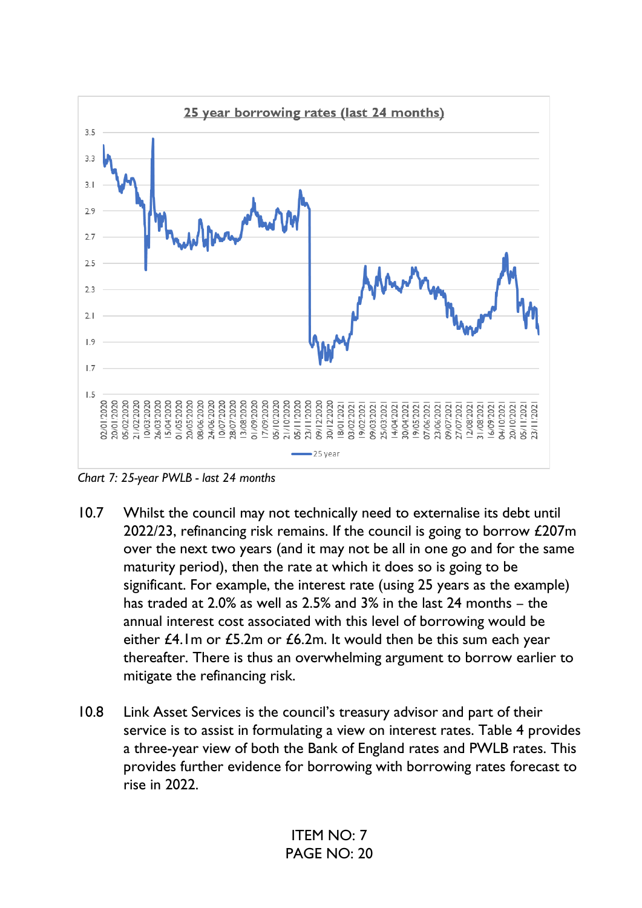Chart 7: 25-year PWLB - last 24 months

10.7 Whilst the council may not technically need to externalise its debt until 2022/23, refinancing risk remains. If the council is going to borrow £207m over the next two years (and it may not be all in one go and for the same maturity period), then the rate at which it does so is going to be significant. For example, the interest rate (using 25 years as the example) has traded at 2.0% as well as 2.5% and 3% in the last 24 months – the annual interest cost associated with this level of borrowing would be either £4.1m or £5.2m or £6.2m. It would then be this sum each year thereafter. There is thus an overwhelming argument to borrow earlier to mitigate the refinancing risk.

10.8 Link Asset Services is the council's treasury advisor and part of their service is to assist in formulating a view on interest rates. Table 4 provides a three-year view of both the Bank of England rates and PWLB rates. This provides further evidence for borrowing with borrowing rates forecast to rise in 2022.

ITEM NO: 7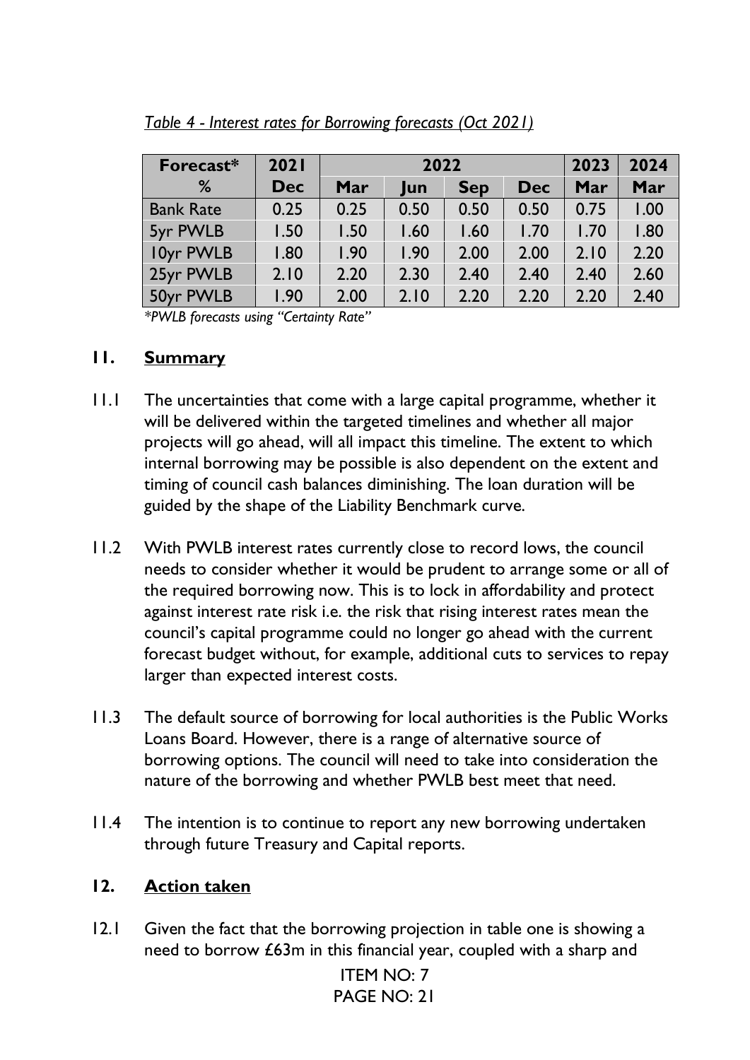*Table 4 - Interest rates for Borrowing forecasts (Oct 2021)*

| Forecast* % | 2021 Dec | 2022 Mar | 2022 Jun | 2022 Sep | 2022 Dec | 2023 Mar | 2024 Mar |
|---|---|---|---|---|---|---|---|
| Bank Rate | 0.25 | 0.25 | 0.50 | 0.50 | 0.50 | 0.75 | 1.00 |
| 5yr PWLB | 1.50 | 1.50 | 1.60 | 1.60 | 1.70 | 1.70 | 1.80 |
| 10yr PWLB | 1.80 | 1.90 | 1.90 | 2.00 | 2.00 | 2.10 | 2.20 |
| 25yr PWLB | 2.10 | 2.20 | 2.30 | 2.40 | 2.40 | 2.40 | 2.60 |
| 50yr PWLB | 1.90 | 2.00 | 2.10 | 2.20 | 2.20 | 2.20 | 2.40 |

*\*PWLB forecasts using "Certainty Rate"*

## 11. Summary

11.1 The uncertainties that come with a large capital programme, whether it will be delivered within the targeted timelines and whether all major projects will go ahead, will all impact this timeline. The extent to which internal borrowing may be possible is also dependent on the extent and timing of council cash balances diminishing. The loan duration will be guided by the shape of the Liability Benchmark curve.

11.2 With PWLB interest rates currently close to record lows, the council needs to consider whether it would be prudent to arrange some or all of the required borrowing now. This is to lock in affordability and protect against interest rate risk i.e. the risk that rising interest rates mean the council's capital programme could no longer go ahead with the current forecast budget without, for example, additional cuts to services to repay larger than expected interest costs.

11.3 The default source of borrowing for local authorities is the Public Works Loans Board. However, there is a range of alternative source of borrowing options. The council will need to take into consideration the nature of the borrowing and whether PWLB best meet that need.

11.4 The intention is to continue to report any new borrowing undertaken through future Treasury and Capital reports.

## 12. Action taken

12.1 Given the fact that the borrowing projection in table one is showing a need to borrow £63m in this financial year, coupled with a sharp and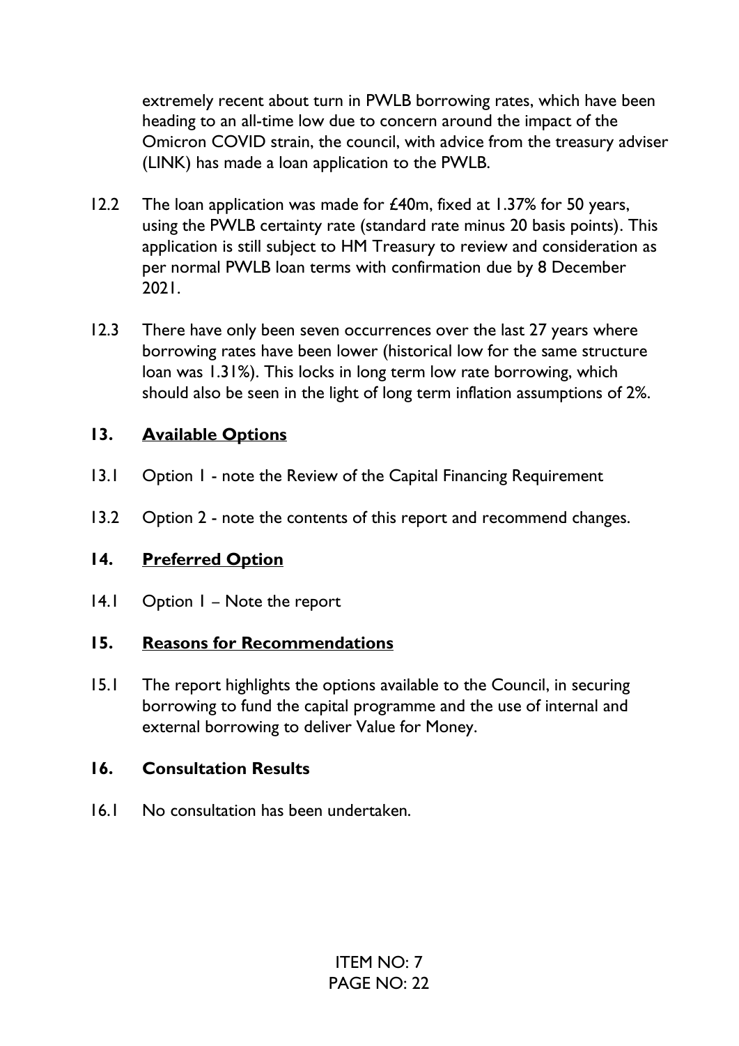extremely recent about turn in PWLB borrowing rates, which have been heading to an all-time low due to concern around the impact of the Omicron COVID strain, the council, with advice from the treasury adviser (LINK) has made a loan application to the PWLB.

12.2 The loan application was made for £40m, fixed at 1.37% for 50 years, using the PWLB certainty rate (standard rate minus 20 basis points). This application is still subject to HM Treasury to review and consideration as per normal PWLB loan terms with confirmation due by 8 December 2021.

12.3 There have only been seven occurrences over the last 27 years where borrowing rates have been lower (historical low for the same structure loan was 1.31%). This locks in long term low rate borrowing, which should also be seen in the light of long term inflation assumptions of 2%.

## 13. <u>Available Options</u>

13.1 Option 1 - note the Review of the Capital Financing Requirement

13.2 Option 2 - note the contents of this report and recommend changes.

## 14. <u>Preferred Option</u>

14.1 Option 1 – Note the report

## 15. <u>Reasons for Recommendations</u>

15.1 The report highlights the options available to the Council, in securing borrowing to fund the capital programme and the use of internal and external borrowing to deliver Value for Money.

## 16. Consultation Results

16.1 No consultation has been undertaken.

ITEM NO: 7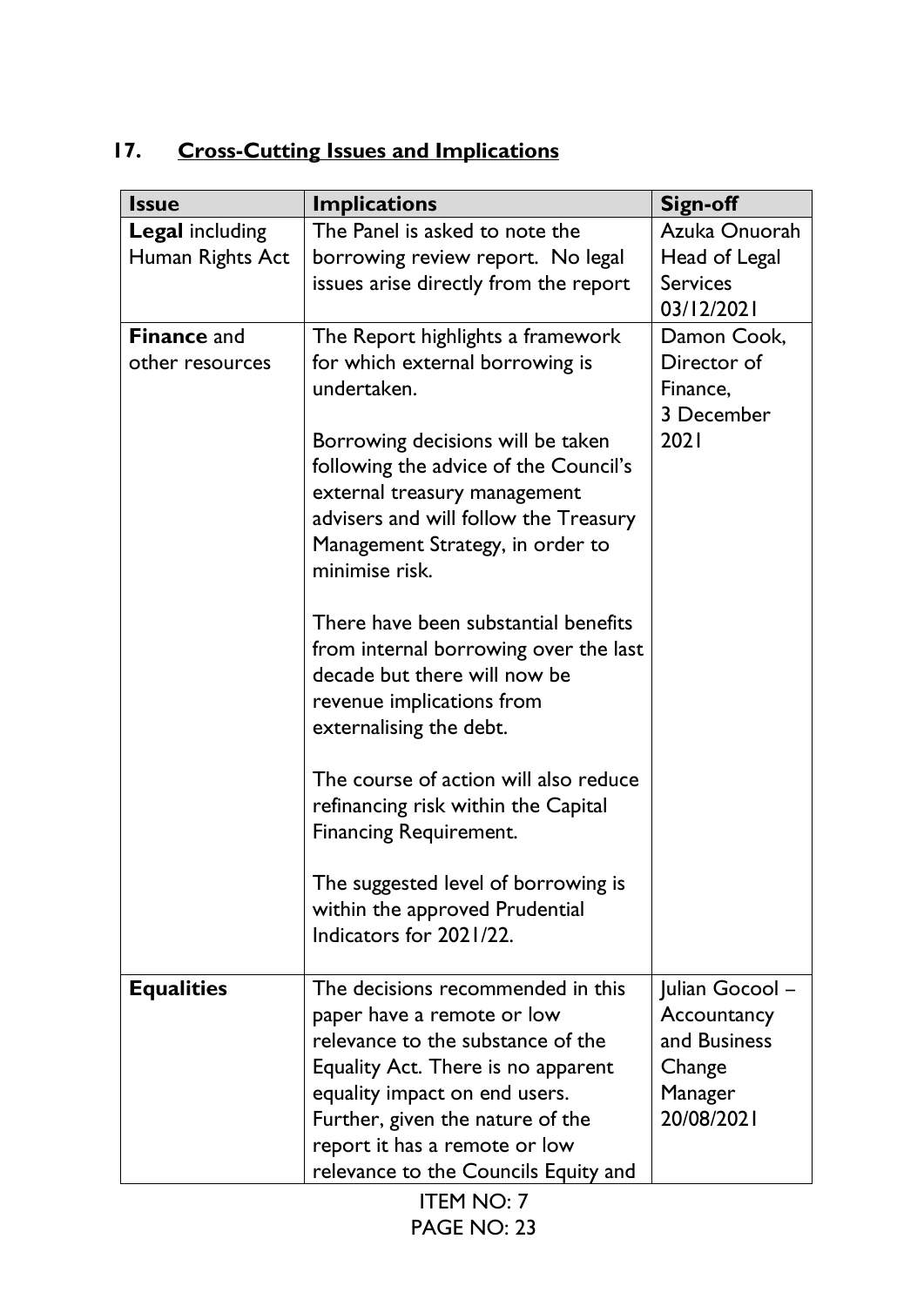## 17. Cross-Cutting Issues and Implications

| Issue | Implications | Sign-off |
|---|---|---|
| **Legal** including Human Rights Act | The Panel is asked to note the borrowing review report. No legal issues arise directly from the report | Azuka Onuorah Head of Legal Services 03/12/2021 |
| **Finance** and other resources | The Report highlights a framework for which external borrowing is undertaken.<br><br>Borrowing decisions will be taken following the advice of the Council's external treasury management advisers and will follow the Treasury Management Strategy, in order to minimise risk.<br><br>There have been substantial benefits from internal borrowing over the last decade but there will now be revenue implications from externalising the debt.<br><br>The course of action will also reduce refinancing risk within the Capital Financing Requirement.<br><br>The suggested level of borrowing is within the approved Prudential Indicators for 2021/22. | Damon Cook, Director of Finance, 3 December 2021 |
| **Equalities** | The decisions recommended in this paper have a remote or low relevance to the substance of the Equality Act. There is no apparent equality impact on end users. Further, given the nature of the report it has a remote or low relevance to the Councils Equity and | Julian Gocool – Accountancy and Business Change Manager 20/08/2021 |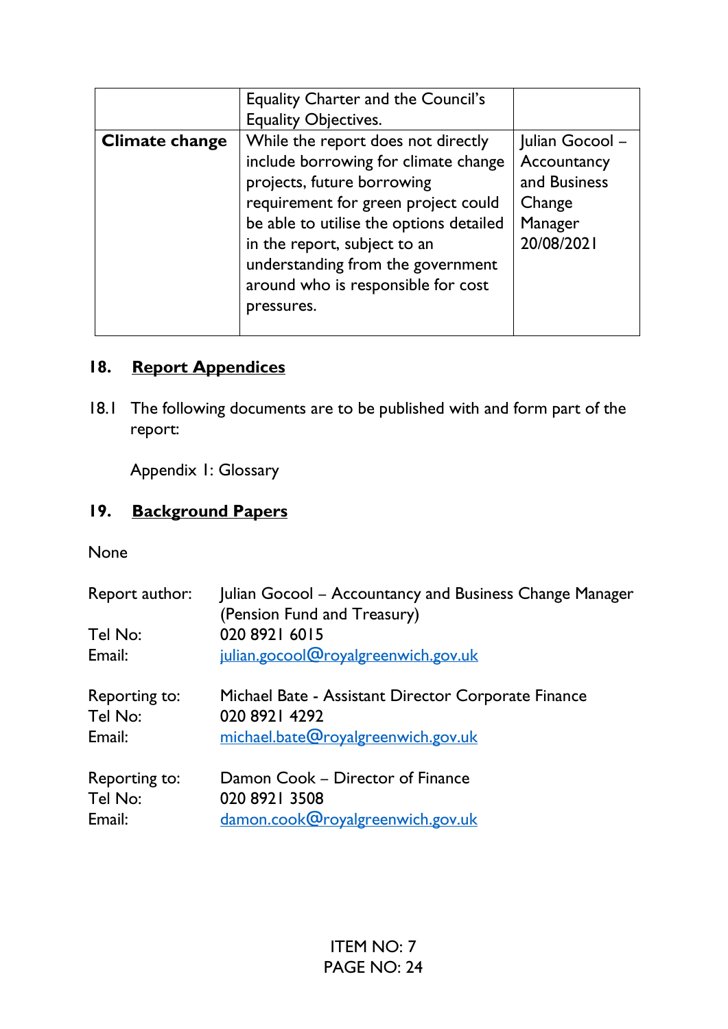| | | |
|---|---|---|
| | Equality Charter and the Council's Equality Objectives. | |
| **Climate change** | While the report does not directly include borrowing for climate change projects, future borrowing requirement for green project could be able to utilise the options detailed in the report, subject to an understanding from the government around who is responsible for cost pressures. | Julian Gocool – Accountancy and Business Change Manager 20/08/2021 |

## 18. Report Appendices

18.1 The following documents are to be published with and form part of the report:

Appendix 1: Glossary

## 19. Background Papers

None

Report author: Julian Gocool – Accountancy and Business Change Manager (Pension Fund and Treasury)
Tel No: 020 8921 6015
Email: julian.gocool@royalgreenwich.gov.uk

Reporting to: Michael Bate - Assistant Director Corporate Finance
Tel No: 020 8921 4292
Email: michael.bate@royalgreenwich.gov.uk

Reporting to: Damon Cook – Director of Finance
Tel No: 020 8921 3508
Email: damon.cook@royalgreenwich.gov.uk

ITEM NO: 7